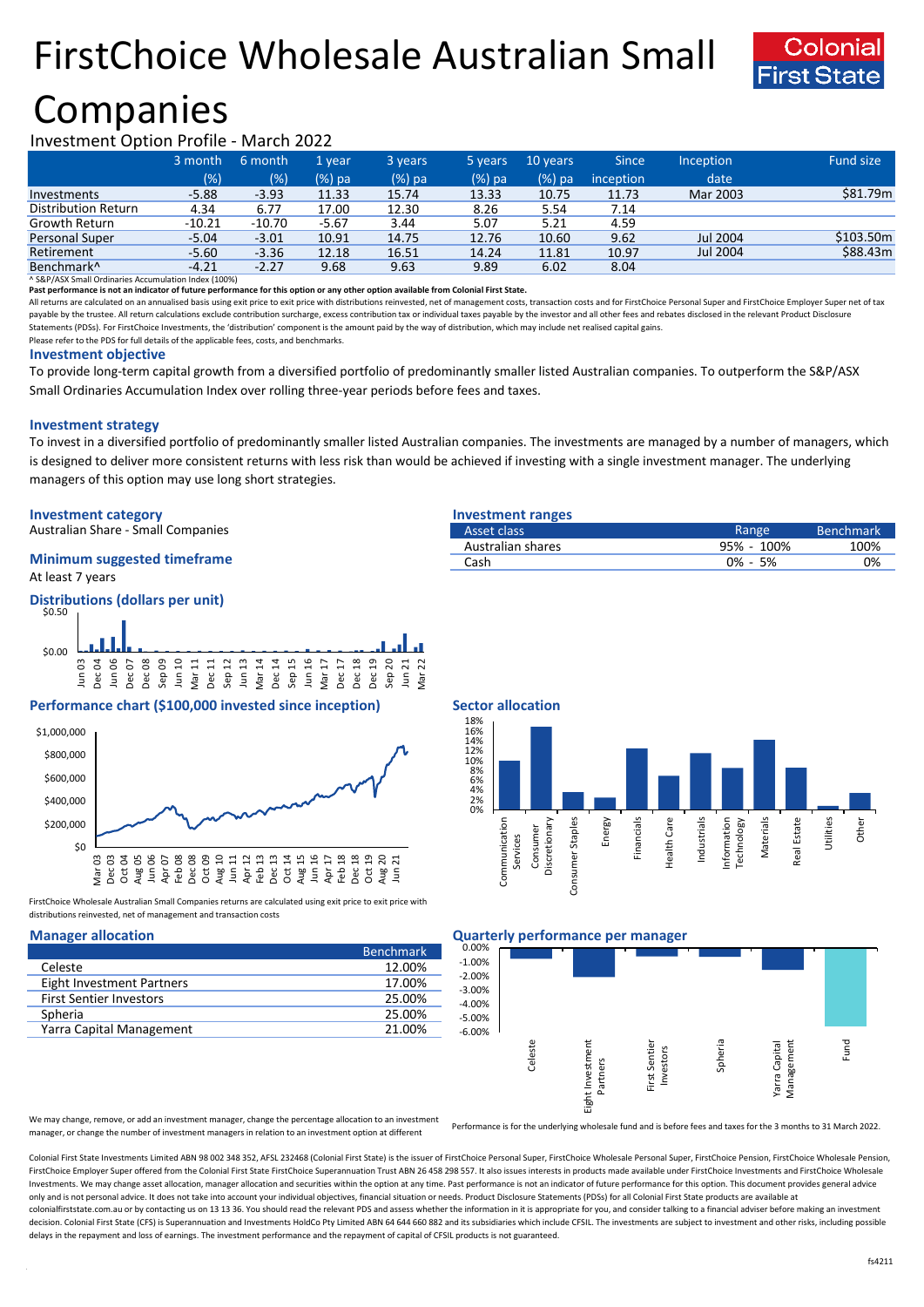# FirstChoice Wholesale Australian Small Companies

Investment Option Profile - March 2022

| | 3 month (%) | 6 month (%) | 1 year (%) pa | 3 years (%) pa | 5 years (%) pa | 10 years (%) pa | Since inception | Inception date | Fund size |
|---|---|---|---|---|---|---|---|---|---|
| Investments | -5.88 | -3.93 | 11.33 | 15.74 | 13.33 | 10.75 | 11.73 | Mar 2003 | $81.79m |
| Distribution Return | 4.34 | 6.77 | 17.00 | 12.30 | 8.26 | 5.54 | 7.14 | | |
| Growth Return | -10.21 | -10.70 | -5.67 | 3.44 | 5.07 | 5.21 | 4.59 | | |
| Personal Super | -5.04 | -3.01 | 10.91 | 14.75 | 12.76 | 10.60 | 9.62 | Jul 2004 | $103.50m |
| Retirement | -5.60 | -3.36 | 12.18 | 16.51 | 14.24 | 11.81 | 10.97 | Jul 2004 | $88.43m |
| Benchmark^ | -4.21 | -2.27 | 9.68 | 9.63 | 9.89 | 6.02 | 8.04 | | |

^ S&P/ASX Small Ordinaries Accumulation Index (100%)

**Past performance is not an indicator of future performance for this option or any other option available from Colonial First State.**

All returns are calculated on an annualised basis using exit price to exit price with distributions reinvested, net of management costs, transaction costs and for FirstChoice Personal Super and FirstChoice Employer Super net of tax payable by the trustee. All return calculations exclude contribution surcharge, excess contribution tax or individual taxes payable by the investor and all other fees and rebates disclosed in the relevant Product Disclosure Statements (PDSs). For FirstChoice Investments, the 'distribution' component is the amount paid by the way of distribution, which may include net realised capital gains.

Please refer to the PDS for full details of the applicable fees, costs, and benchmarks.

## Investment objective

To provide long-term capital growth from a diversified portfolio of predominantly smaller listed Australian companies. To outperform the S&P/ASX Small Ordinaries Accumulation Index over rolling three-year periods before fees and taxes.

## Investment strategy

To invest in a diversified portfolio of predominantly smaller listed Australian companies. The investments are managed by a number of managers, which is designed to deliver more consistent returns with less risk than would be achieved if investing with a single investment manager. The underlying managers of this option may use long short strategies.

## Investment category

Australian Share - Small Companies

## Minimum suggested timeframe

At least 7 years

## Investment ranges

| Asset class | Range | Benchmark |
|---|---|---|
| Australian shares | 95% - 100% | 100% |
| Cash | 0% - 5% | 0% |

## Distributions (dollars per unit)

## Performance chart ($100,000 invested since inception)

FirstChoice Wholesale Australian Small Companies returns are calculated using exit price to exit price with distributions reinvested, net of management and transaction costs

## Sector allocation

## Manager allocation

| | Benchmark |
|---|---|
| Celeste | 12.00% |
| Eight Investment Partners | 17.00% |
| First Sentier Investors | 25.00% |
| Spheria | 25.00% |
| Yarra Capital Management | 21.00% |

We may change, remove, or add an investment manager, change the percentage allocation to an investment manager, or change the number of investment managers in relation to an investment option at different

## Quarterly performance per manager

Performance is for the underlying wholesale fund and is before fees and taxes for the 3 months to 31 March 2022.

Colonial First State Investments Limited ABN 98 002 348 352, AFSL 232468 (Colonial First State) is the issuer of FirstChoice Personal Super, FirstChoice Wholesale Personal Super, FirstChoice Pension, FirstChoice Wholesale Pension, FirstChoice Employer Super offered from the Colonial First State FirstChoice Superannuation Trust ABN 26 458 298 557. It also issues interests in products made available under FirstChoice Investments and FirstChoice Wholesale Investments. We may change asset allocation, manager allocation and securities within the option at any time. Past performance is not an indicator of future performance for this option. This document provides general advice only and is not personal advice. It does not take into account your individual objectives, financial situation or needs. Product Disclosure Statements (PDSs) for all Colonial First State products are available at colonialfirststate.com.au or by contacting us on 13 13 36. You should read the relevant PDS and assess whether the information in it is appropriate for you, and consider talking to a financial adviser before making an investment decision. Colonial First State (CFS) is Superannuation and Investments HoldCo Pty Limited ABN 64 644 660 882 and its subsidiaries which include CFSIL. The investments are subject to investment and other risks, including possible delays in the repayment and loss of earnings. The investment performance and the repayment of capital of CFSIL products is not guaranteed.

fs4211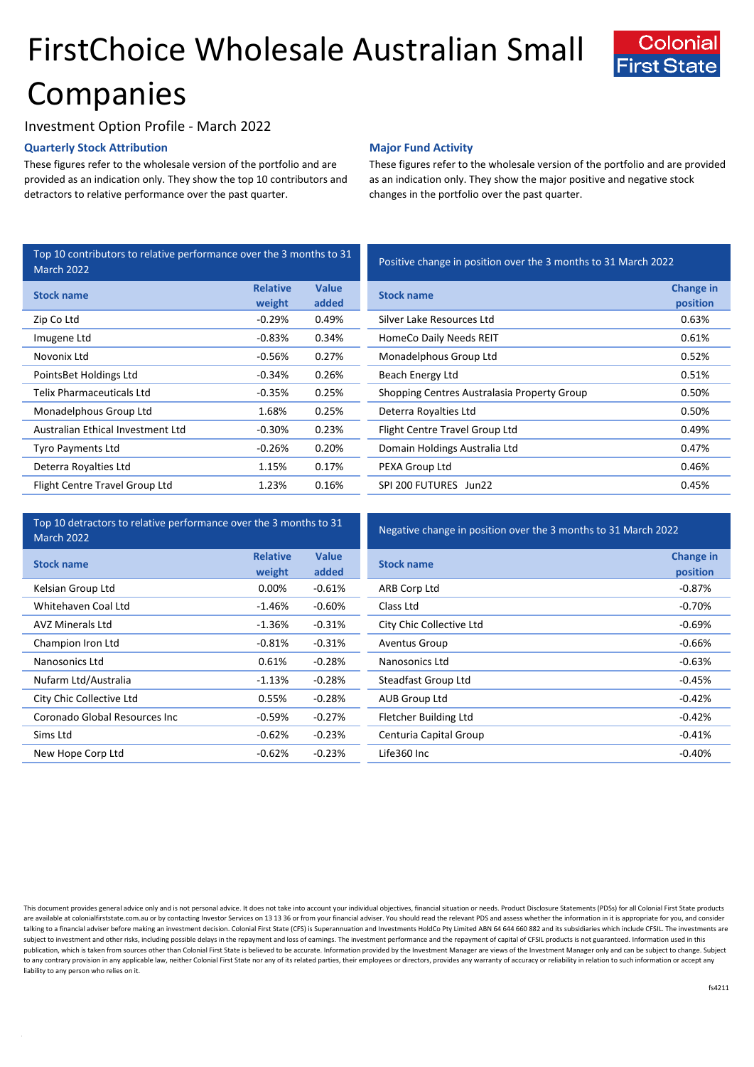# FirstChoice Wholesale Australian Small Companies

Investment Option Profile - March 2022

## Quarterly Stock Attribution

These figures refer to the wholesale version of the portfolio and are provided as an indication only. They show the top 10 contributors and detractors to relative performance over the past quarter.

**Top 10 contributors to relative performance over the 3 months to 31 March 2022**

| Stock name | Relative weight | Value added |
|---|---|---|
| Zip Co Ltd | -0.29% | 0.49% |
| Imugene Ltd | -0.83% | 0.34% |
| Novonix Ltd | -0.56% | 0.27% |
| PointsBet Holdings Ltd | -0.34% | 0.26% |
| Telix Pharmaceuticals Ltd | -0.35% | 0.25% |
| Monadelphous Group Ltd | 1.68% | 0.25% |
| Australian Ethical Investment Ltd | -0.30% | 0.23% |
| Tyro Payments Ltd | -0.26% | 0.20% |
| Deterra Royalties Ltd | 1.15% | 0.17% |
| Flight Centre Travel Group Ltd | 1.23% | 0.16% |

**Top 10 detractors to relative performance over the 3 months to 31 March 2022**

| Stock name | Relative weight | Value added |
|---|---|---|
| Kelsian Group Ltd | 0.00% | -0.61% |
| Whitehaven Coal Ltd | -1.46% | -0.60% |
| AVZ Minerals Ltd | -1.36% | -0.31% |
| Champion Iron Ltd | -0.81% | -0.31% |
| Nanosonics Ltd | 0.61% | -0.28% |
| Nufarm Ltd/Australia | -1.13% | -0.28% |
| City Chic Collective Ltd | 0.55% | -0.28% |
| Coronado Global Resources Inc | -0.59% | -0.27% |
| Sims Ltd | -0.62% | -0.23% |
| New Hope Corp Ltd | -0.62% | -0.23% |

## Major Fund Activity

These figures refer to the wholesale version of the portfolio and are provided as an indication only. They show the major positive and negative stock changes in the portfolio over the past quarter.

**Positive change in position over the 3 months to 31 March 2022**

| Stock name | Change in position |
|---|---|
| Silver Lake Resources Ltd | 0.63% |
| HomeCo Daily Needs REIT | 0.61% |
| Monadelphous Group Ltd | 0.52% |
| Beach Energy Ltd | 0.51% |
| Shopping Centres Australasia Property Group | 0.50% |
| Deterra Royalties Ltd | 0.50% |
| Flight Centre Travel Group Ltd | 0.49% |
| Domain Holdings Australia Ltd | 0.47% |
| PEXA Group Ltd | 0.46% |
| SPI 200 FUTURES Jun22 | 0.45% |

**Negative change in position over the 3 months to 31 March 2022**

| Stock name | Change in position |
|---|---|
| ARB Corp Ltd | -0.87% |
| Class Ltd | -0.70% |
| City Chic Collective Ltd | -0.69% |
| Aventus Group | -0.66% |
| Nanosonics Ltd | -0.63% |
| Steadfast Group Ltd | -0.45% |
| AUB Group Ltd | -0.42% |
| Fletcher Building Ltd | -0.42% |
| Centuria Capital Group | -0.41% |
| Life360 Inc | -0.40% |

This document provides general advice only and is not personal advice. It does not take into account your individual objectives, financial situation or needs. Product Disclosure Statements (PDSs) for all Colonial First State products are available at colonialfirststate.com.au or by contacting Investor Services on 13 13 36 or from your financial adviser. You should read the relevant PDS and assess whether the information in it is appropriate for you, and consider talking to a financial adviser before making an investment decision. Colonial First State (CFS) is Superannuation and Investments HoldCo Pty Limited ABN 64 644 660 882 and its subsidiaries which include CFSIL. The investments are subject to investment and other risks, including possible delays in the repayment and loss of earnings. The investment performance and the repayment of capital of CFSIL products is not guaranteed. Information used in this publication, which is taken from sources other than Colonial First State is believed to be accurate. Information provided by the Investment Manager are views of the Investment Manager only and can be subject to change. Subject to any contrary provision in any applicable law, neither Colonial First State nor any of its related parties, their employees or directors, provides any warranty of accuracy or reliability in relation to such information or accept any liability to any person who relies on it.

fs4211